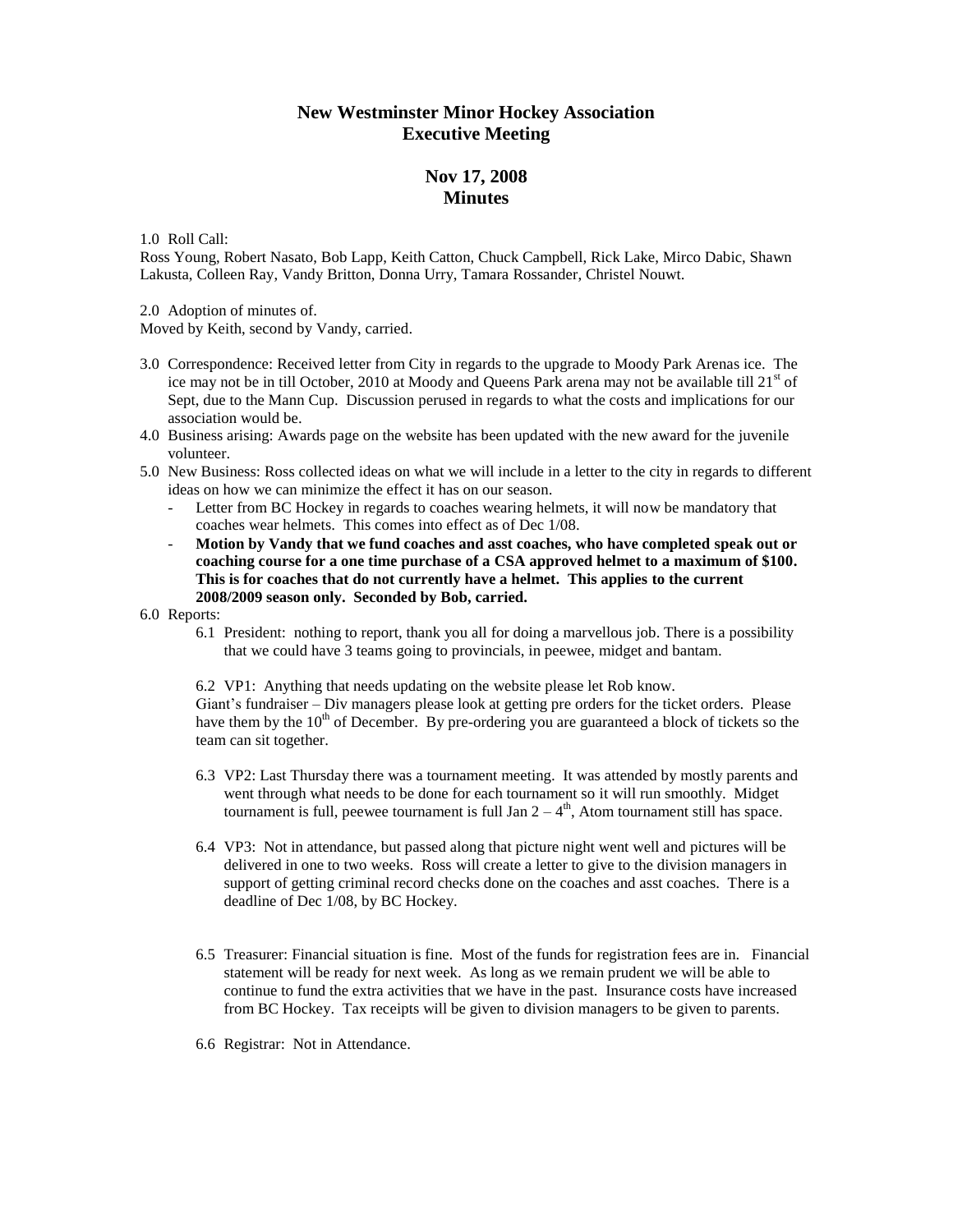# New Westminster Minor Hockey Association
# Executive Meeting

## Nov 17, 2008
## Minutes

1.0 Roll Call:
Ross Young, Robert Nasato, Bob Lapp, Keith Catton, Chuck Campbell, Rick Lake, Mirco Dabic, Shawn Lakusta, Colleen Ray, Vandy Britton, Donna Urry, Tamara Rossander, Christel Nouwt.

2.0 Adoption of minutes of.
Moved by Keith, second by Vandy, carried.

3.0 Correspondence: Received letter from City in regards to the upgrade to Moody Park Arenas ice. The ice may not be in till October, 2010 at Moody and Queens Park arena may not be available till 21st of Sept, due to the Mann Cup. Discussion perused in regards to what the costs and implications for our association would be.

4.0 Business arising: Awards page on the website has been updated with the new award for the juvenile volunteer.

5.0 New Business: Ross collected ideas on what we will include in a letter to the city in regards to different ideas on how we can minimize the effect it has on our season.

- Letter from BC Hockey in regards to coaches wearing helmets, it will now be mandatory that coaches wear helmets. This comes into effect as of Dec 1/08.
- **Motion by Vandy that we fund coaches and asst coaches, who have completed speak out or coaching course for a one time purchase of a CSA approved helmet to a maximum of $100. This is for coaches that do not currently have a helmet. This applies to the current 2008/2009 season only. Seconded by Bob, carried.**

6.0 Reports:

6.1 President: nothing to report, thank you all for doing a marvellous job. There is a possibility that we could have 3 teams going to provincials, in peewee, midget and bantam.

6.2 VP1: Anything that needs updating on the website please let Rob know.
Giant's fundraiser – Div managers please look at getting pre orders for the ticket orders. Please have them by the 10th of December. By pre-ordering you are guaranteed a block of tickets so the team can sit together.

6.3 VP2: Last Thursday there was a tournament meeting. It was attended by mostly parents and went through what needs to be done for each tournament so it will run smoothly. Midget tournament is full, peewee tournament is full Jan 2 – 4th, Atom tournament still has space.

6.4 VP3: Not in attendance, but passed along that picture night went well and pictures will be delivered in one to two weeks. Ross will create a letter to give to the division managers in support of getting criminal record checks done on the coaches and asst coaches. There is a deadline of Dec 1/08, by BC Hockey.

6.5 Treasurer: Financial situation is fine. Most of the funds for registration fees are in. Financial statement will be ready for next week. As long as we remain prudent we will be able to continue to fund the extra activities that we have in the past. Insurance costs have increased from BC Hockey. Tax receipts will be given to division managers to be given to parents.

6.6 Registrar: Not in Attendance.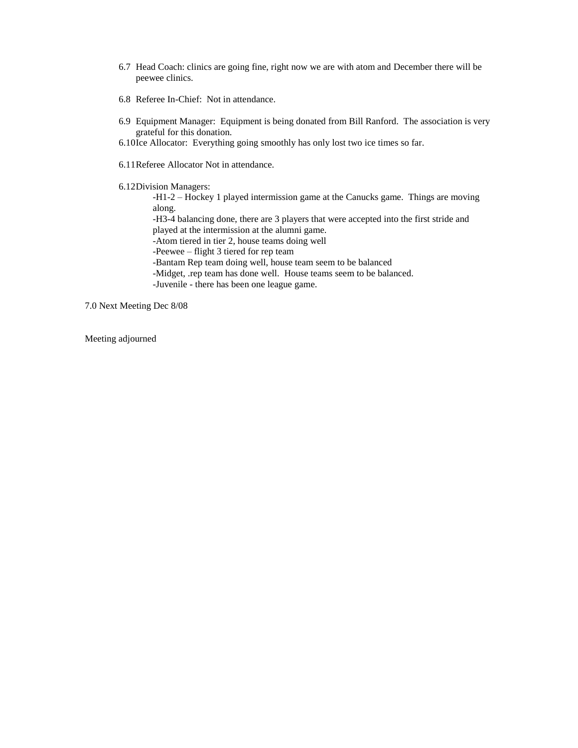6.7 Head Coach: clinics are going fine, right now we are with atom and December there will be peewee clinics.

6.8 Referee In-Chief: Not in attendance.

6.9 Equipment Manager: Equipment is being donated from Bill Ranford. The association is very grateful for this donation.

6.10 Ice Allocator: Everything going smoothly has only lost two ice times so far.

6.11 Referee Allocator Not in attendance.

6.12 Division Managers:

- -H1-2 – Hockey 1 played intermission game at the Canucks game. Things are moving along.
- -H3-4 balancing done, there are 3 players that were accepted into the first stride and played at the intermission at the alumni game.
- -Atom tiered in tier 2, house teams doing well
- -Peewee – flight 3 tiered for rep team
- -Bantam Rep team doing well, house team seem to be balanced
- -Midget, .rep team has done well. House teams seem to be balanced.
- -Juvenile - there has been one league game.

7.0 Next Meeting Dec 8/08

Meeting adjourned